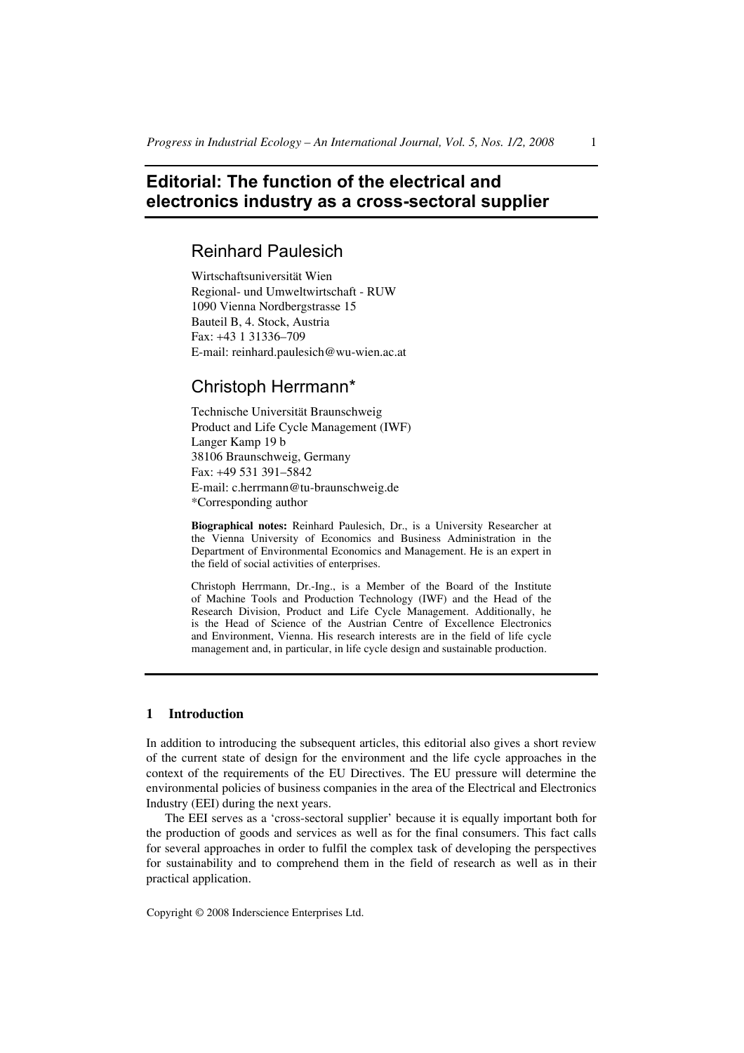# Editorial: The function of the electrical and electronics industry as a cross-sectoral supplier

## Reinhard Paulesich

Wirtschaftsuniversität Wien
Regional- und Umweltwirtschaft - RUW
1090 Vienna Nordbergstrasse 15
Bauteil B, 4. Stock, Austria
Fax: +43 1 31336–709
E-mail: reinhard.paulesich@wu-wien.ac.at

## Christoph Herrmann*

Technische Universität Braunschweig
Product and Life Cycle Management (IWF)
Langer Kamp 19 b
38106 Braunschweig, Germany
Fax: +49 531 391–5842
E-mail: c.herrmann@tu-braunschweig.de
*Corresponding author

**Biographical notes:** Reinhard Paulesich, Dr., is a University Researcher at the Vienna University of Economics and Business Administration in the Department of Environmental Economics and Management. He is an expert in the field of social activities of enterprises.

Christoph Herrmann, Dr.-Ing., is a Member of the Board of the Institute of Machine Tools and Production Technology (IWF) and the Head of the Research Division, Product and Life Cycle Management. Additionally, he is the Head of Science of the Austrian Centre of Excellence Electronics and Environment, Vienna. His research interests are in the field of life cycle management and, in particular, in life cycle design and sustainable production.

## 1 Introduction

In addition to introducing the subsequent articles, this editorial also gives a short review of the current state of design for the environment and the life cycle approaches in the context of the requirements of the EU Directives. The EU pressure will determine the environmental policies of business companies in the area of the Electrical and Electronics Industry (EEI) during the next years.

The EEI serves as a 'cross-sectoral supplier' because it is equally important both for the production of goods and services as well as for the final consumers. This fact calls for several approaches in order to fulfil the complex task of developing the perspectives for sustainability and to comprehend them in the field of research as well as in their practical application.

Copyright © 2008 Inderscience Enterprises Ltd.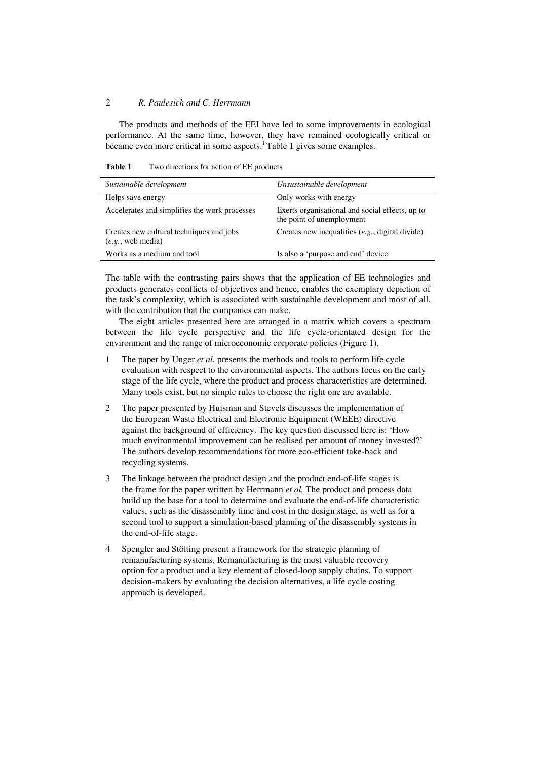The products and methods of the EEI have led to some improvements in ecological performance. At the same time, however, they have remained ecologically critical or became even more critical in some aspects.[1] Table 1 gives some examples.

**Table 1** Two directions for action of EE products

| *Sustainable development* | *Unsustainable development* |
|---|---|
| Helps save energy | Only works with energy |
| Accelerates and simplifies the work processes | Exerts organisational and social effects, up to the point of unemployment |
| Creates new cultural techniques and jobs (*e.g.*, web media) | Creates new inequalities (*e.g.*, digital divide) |
| Works as a medium and tool | Is also a 'purpose and end' device |

The table with the contrasting pairs shows that the application of EE technologies and products generates conflicts of objectives and hence, enables the exemplary depiction of the task's complexity, which is associated with sustainable development and most of all, with the contribution that the companies can make.

The eight articles presented here are arranged in a matrix which covers a spectrum between the life cycle perspective and the life cycle-orientated design for the environment and the range of microeconomic corporate policies (Figure 1).

1. The paper by Unger *et al.* presents the methods and tools to perform life cycle evaluation with respect to the environmental aspects. The authors focus on the early stage of the life cycle, where the product and process characteristics are determined. Many tools exist, but no simple rules to choose the right one are available.
2. The paper presented by Huisman and Stevels discusses the implementation of the European Waste Electrical and Electronic Equipment (WEEE) directive against the background of efficiency. The key question discussed here is: 'How much environmental improvement can be realised per amount of money invested?' The authors develop recommendations for more eco-efficient take-back and recycling systems.
3. The linkage between the product design and the product end-of-life stages is the frame for the paper written by Herrmann *et al.* The product and process data build up the base for a tool to determine and evaluate the end-of-life characteristic values, such as the disassembly time and cost in the design stage, as well as for a second tool to support a simulation-based planning of the disassembly systems in the end-of-life stage.
4. Spengler and Stölting present a framework for the strategic planning of remanufacturing systems. Remanufacturing is the most valuable recovery option for a product and a key element of closed-loop supply chains. To support decision-makers by evaluating the decision alternatives, a life cycle costing approach is developed.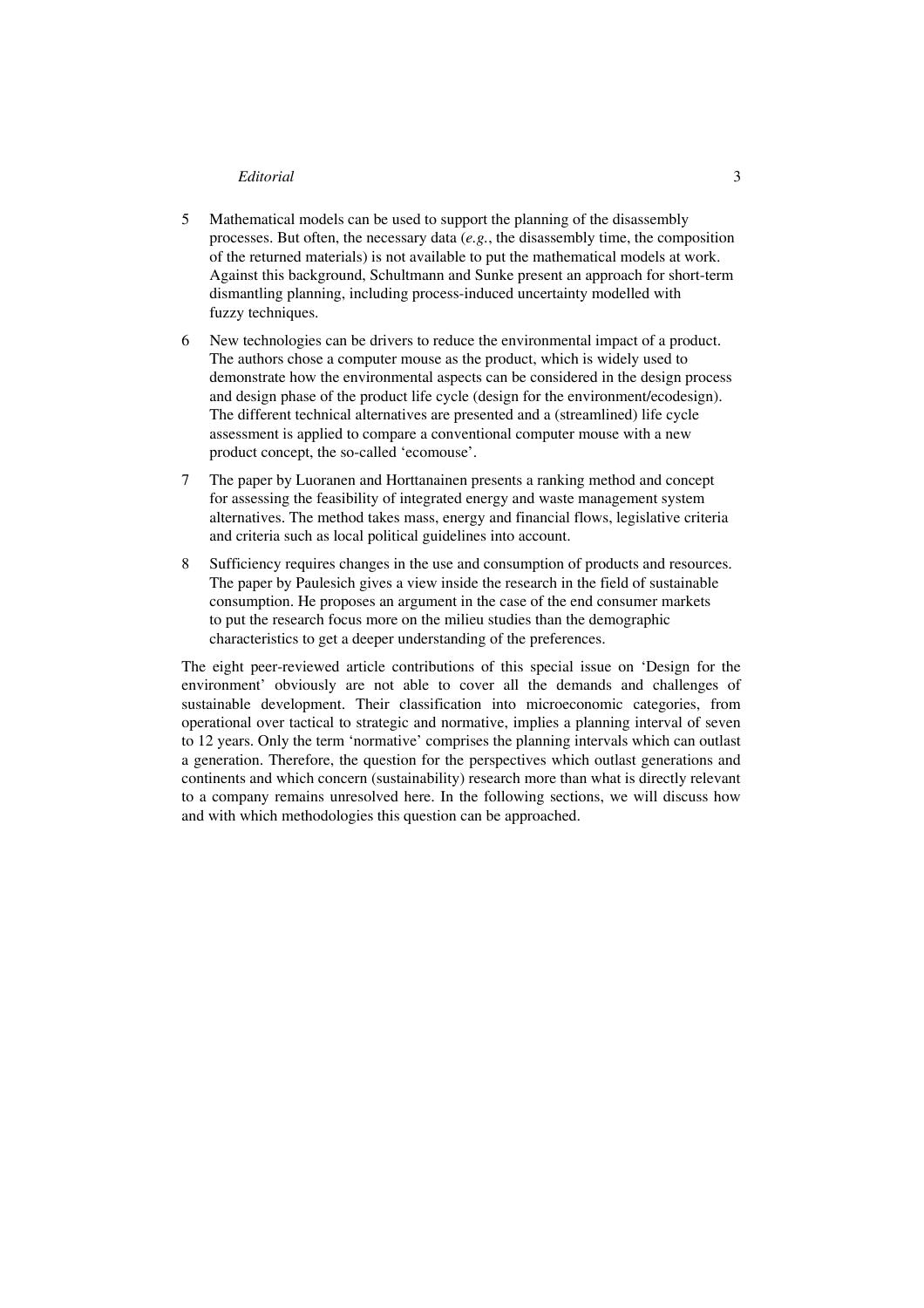5. Mathematical models can be used to support the planning of the disassembly processes. But often, the necessary data (*e.g.*, the disassembly time, the composition of the returned materials) is not available to put the mathematical models at work. Against this background, Schultmann and Sunke present an approach for short-term dismantling planning, including process-induced uncertainty modelled with fuzzy techniques.

6. New technologies can be drivers to reduce the environmental impact of a product. The authors chose a computer mouse as the product, which is widely used to demonstrate how the environmental aspects can be considered in the design process and design phase of the product life cycle (design for the environment/ecodesign). The different technical alternatives are presented and a (streamlined) life cycle assessment is applied to compare a conventional computer mouse with a new product concept, the so-called 'ecomouse'.

7. The paper by Luoranen and Horttanainen presents a ranking method and concept for assessing the feasibility of integrated energy and waste management system alternatives. The method takes mass, energy and financial flows, legislative criteria and criteria such as local political guidelines into account.

8. Sufficiency requires changes in the use and consumption of products and resources. The paper by Paulesich gives a view inside the research in the field of sustainable consumption. He proposes an argument in the case of the end consumer markets to put the research focus more on the milieu studies than the demographic characteristics to get a deeper understanding of the preferences.

The eight peer-reviewed article contributions of this special issue on 'Design for the environment' obviously are not able to cover all the demands and challenges of sustainable development. Their classification into microeconomic categories, from operational over tactical to strategic and normative, implies a planning interval of seven to 12 years. Only the term 'normative' comprises the planning intervals which can outlast a generation. Therefore, the question for the perspectives which outlast generations and continents and which concern (sustainability) research more than what is directly relevant to a company remains unresolved here. In the following sections, we will discuss how and with which methodologies this question can be approached.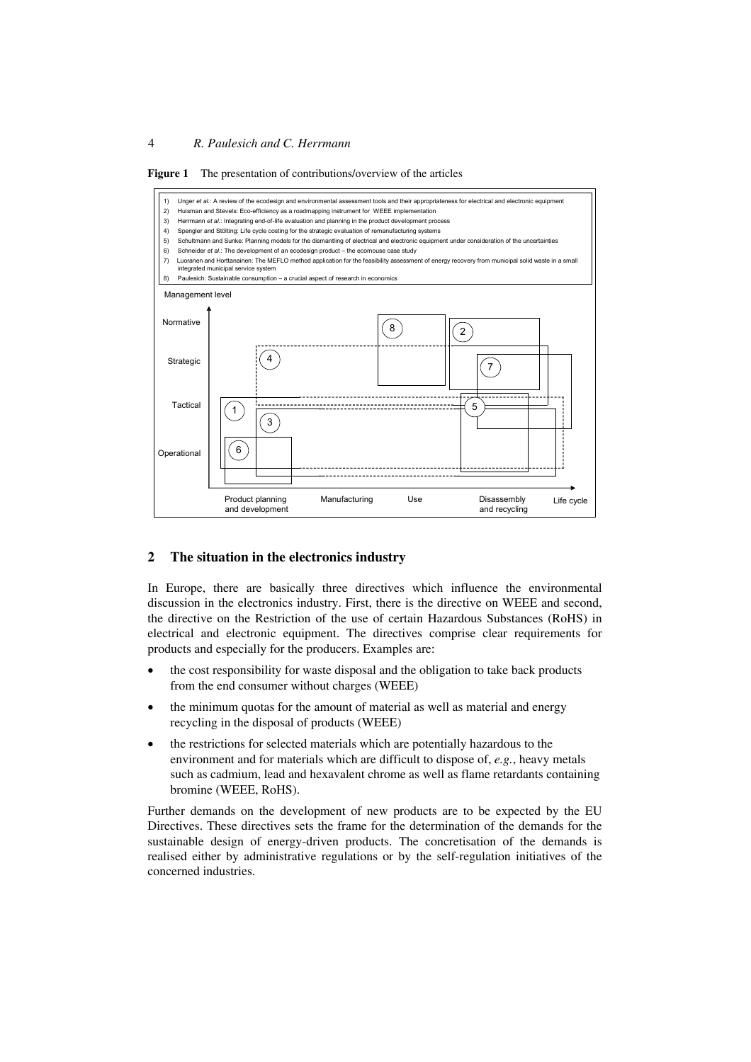**Figure 1** The presentation of contributions/overview of the articles

1) Unger *et al.*: A review of the ecodesign and environmental assessment tools and their appropriateness for electrical and electronic equipment
2) Huisman and Stevels: Eco-efficiency as a roadmapping instrument for WEEE implementation
3) Herrmann *et al.*: Integrating end-of-life evaluation and planning in the product development process
4) Spengler and Stölting: Life cycle costing for the strategic evaluation of remanufacturing systems
5) Schultmann and Sunke: Planning models for the dismantling of electrical and electronic equipment under consideration of the uncertainties
6) Schneider *et al.*: The development of an ecodesign product – the ecomouse case study
7) Luoranen and Horttanainen: The MEFLO method application for the feasibility assessment of energy recovery from municipal solid waste in a small integrated municipal service system
8) Paulesich: Sustainable consumption – a crucial aspect of research in economics

## 2 The situation in the electronics industry

In Europe, there are basically three directives which influence the environmental discussion in the electronics industry. First, there is the directive on WEEE and second, the directive on the Restriction of the use of certain Hazardous Substances (RoHS) in electrical and electronic equipment. The directives comprise clear requirements for products and especially for the producers. Examples are:

- the cost responsibility for waste disposal and the obligation to take back products from the end consumer without charges (WEEE)
- the minimum quotas for the amount of material as well as material and energy recycling in the disposal of products (WEEE)
- the restrictions for selected materials which are potentially hazardous to the environment and for materials which are difficult to dispose of, *e.g.*, heavy metals such as cadmium, lead and hexavalent chrome as well as flame retardants containing bromine (WEEE, RoHS).

Further demands on the development of new products are to be expected by the EU Directives. These directives sets the frame for the determination of the demands for the sustainable design of energy-driven products. The concretisation of the demands is realised either by administrative regulations or by the self-regulation initiatives of the concerned industries.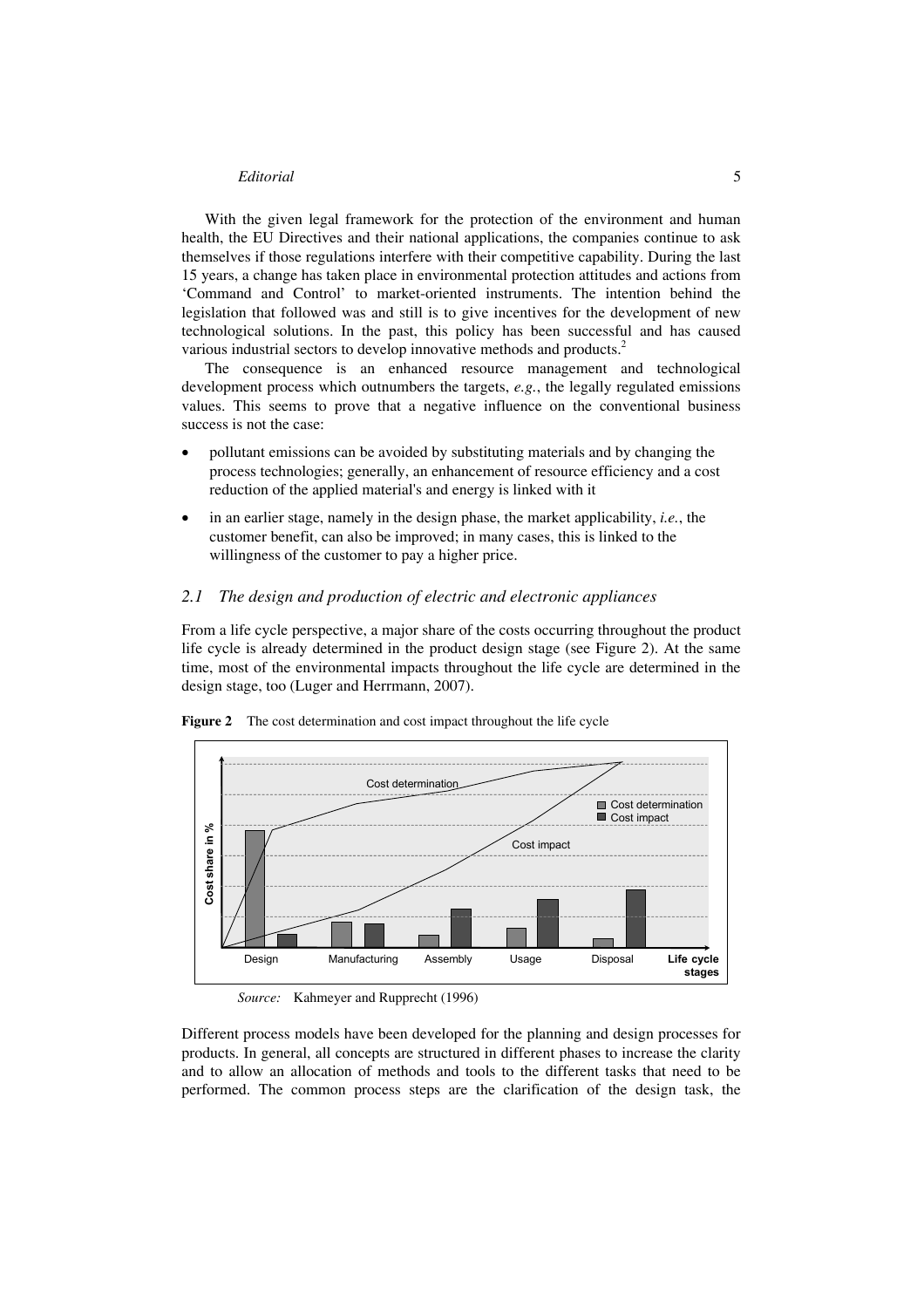With the given legal framework for the protection of the environment and human health, the EU Directives and their national applications, the companies continue to ask themselves if those regulations interfere with their competitive capability. During the last 15 years, a change has taken place in environmental protection attitudes and actions from 'Command and Control' to market-oriented instruments. The intention behind the legislation that followed was and still is to give incentives for the development of new technological solutions. In the past, this policy has been successful and has caused various industrial sectors to develop innovative methods and products.[2]

The consequence is an enhanced resource management and technological development process which outnumbers the targets, *e.g.*, the legally regulated emissions values. This seems to prove that a negative influence on the conventional business success is not the case:

- pollutant emissions can be avoided by substituting materials and by changing the process technologies; generally, an enhancement of resource efficiency and a cost reduction of the applied material's and energy is linked with it
- in an earlier stage, namely in the design phase, the market applicability, *i.e.*, the customer benefit, can also be improved; in many cases, this is linked to the willingness of the customer to pay a higher price.

### *2.1 The design and production of electric and electronic appliances*

From a life cycle perspective, a major share of the costs occurring throughout the product life cycle is already determined in the product design stage (see Figure 2). At the same time, most of the environmental impacts throughout the life cycle are determined in the design stage, too (Luger and Herrmann, 2007).

**Figure 2** The cost determination and cost impact throughout the life cycle

*Source:* Kahmeyer and Rupprecht (1996)

Different process models have been developed for the planning and design processes for products. In general, all concepts are structured in different phases to increase the clarity and to allow an allocation of methods and tools to the different tasks that need to be performed. The common process steps are the clarification of the design task, the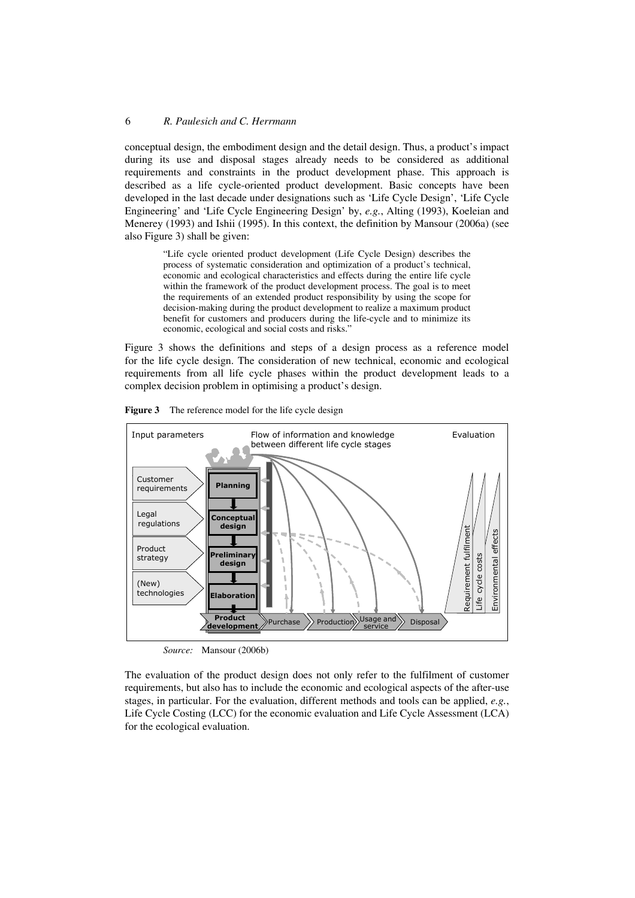conceptual design, the embodiment design and the detail design. Thus, a product's impact during its use and disposal stages already needs to be considered as additional requirements and constraints in the product development phase. This approach is described as a life cycle-oriented product development. Basic concepts have been developed in the last decade under designations such as 'Life Cycle Design', 'Life Cycle Engineering' and 'Life Cycle Engineering Design' by, *e.g.*, Alting (1993), Koeleian and Menerey (1993) and Ishii (1995). In this context, the definition by Mansour (2006a) (see also Figure 3) shall be given:

> "Life cycle oriented product development (Life Cycle Design) describes the process of systematic consideration and optimization of a product's technical, economic and ecological characteristics and effects during the entire life cycle within the framework of the product development process. The goal is to meet the requirements of an extended product responsibility by using the scope for decision-making during the product development to realize a maximum product benefit for customers and producers during the life-cycle and to minimize its economic, ecological and social costs and risks."

Figure 3 shows the definitions and steps of a design process as a reference model for the life cycle design. The consideration of new technical, economic and ecological requirements from all life cycle phases within the product development leads to a complex decision problem in optimising a product's design.

**Figure 3** The reference model for the life cycle design

*Source:* Mansour (2006b)

The evaluation of the product design does not only refer to the fulfilment of customer requirements, but also has to include the economic and ecological aspects of the after-use stages, in particular. For the evaluation, different methods and tools can be applied, *e.g.*, Life Cycle Costing (LCC) for the economic evaluation and Life Cycle Assessment (LCA) for the ecological evaluation.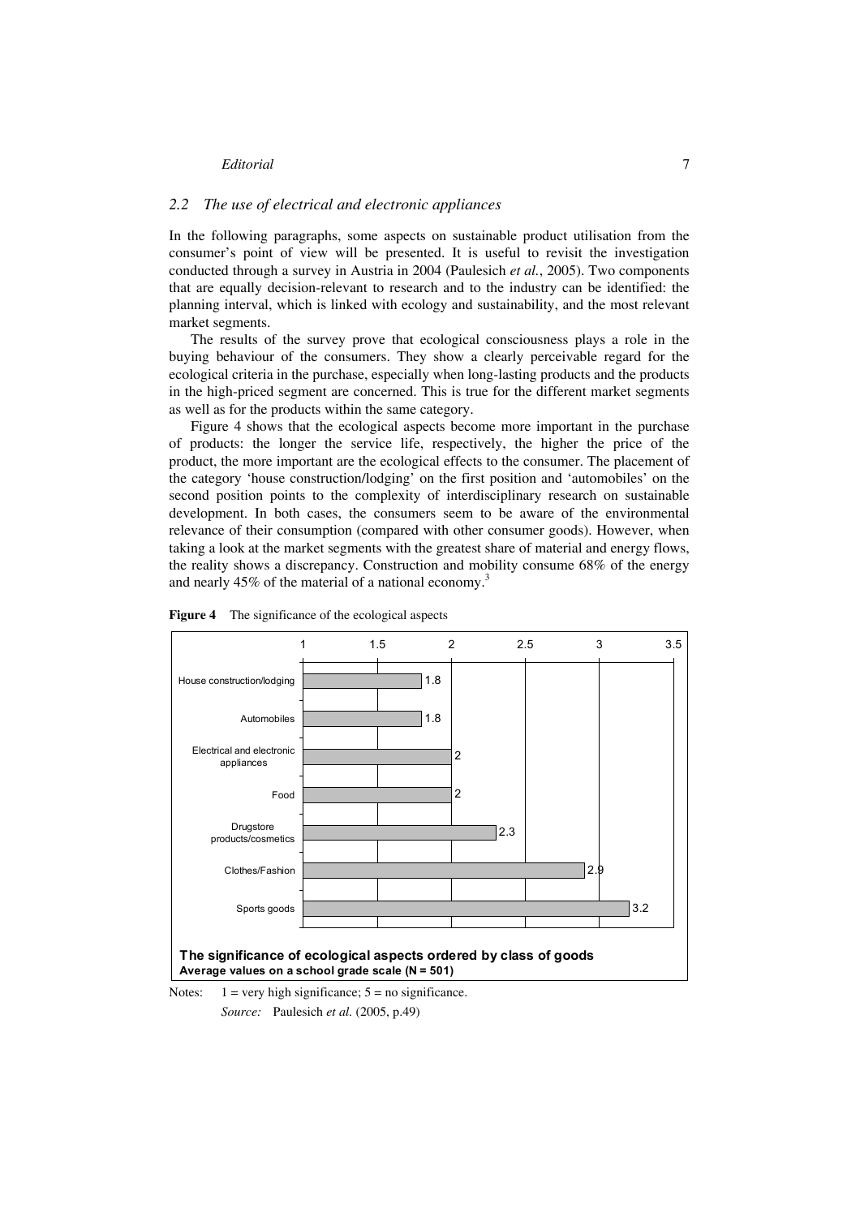## 2.2 The use of electrical and electronic appliances

In the following paragraphs, some aspects on sustainable product utilisation from the consumer's point of view will be presented. It is useful to revisit the investigation conducted through a survey in Austria in 2004 (Paulesich *et al.*, 2005). Two components that are equally decision-relevant to research and to the industry can be identified: the planning interval, which is linked with ecology and sustainability, and the most relevant market segments.

The results of the survey prove that ecological consciousness plays a role in the buying behaviour of the consumers. They show a clearly perceivable regard for the ecological criteria in the purchase, especially when long-lasting products and the products in the high-priced segment are concerned. This is true for the different market segments as well as for the products within the same category.

Figure 4 shows that the ecological aspects become more important in the purchase of products: the longer the service life, respectively, the higher the price of the product, the more important are the ecological effects to the consumer. The placement of the category 'house construction/lodging' on the first position and 'automobiles' on the second position points to the complexity of interdisciplinary research on sustainable development. In both cases, the consumers seem to be aware of the environmental relevance of their consumption (compared with other consumer goods). However, when taking a look at the market segments with the greatest share of material and energy flows, the reality shows a discrepancy. Construction and mobility consume 68% of the energy and nearly 45% of the material of a national economy.[3]

**Figure 4** The significance of the ecological aspects

**The significance of ecological aspects ordered by class of goods**
**Average values on a school grade scale (N = 501)**

| Class of goods | Average value |
|---|---|
| House construction/lodging | 1.8 |
| Automobiles | 1.8 |
| Electrical and electronic appliances | 2 |
| Food | 2 |
| Drugstore products/cosmetics | 2.3 |
| Clothes/Fashion | 2.9 |
| Sports goods | 3.2 |

Notes: 1 = very high significance; 5 = no significance.

*Source:* Paulesich *et al.* (2005, p.49)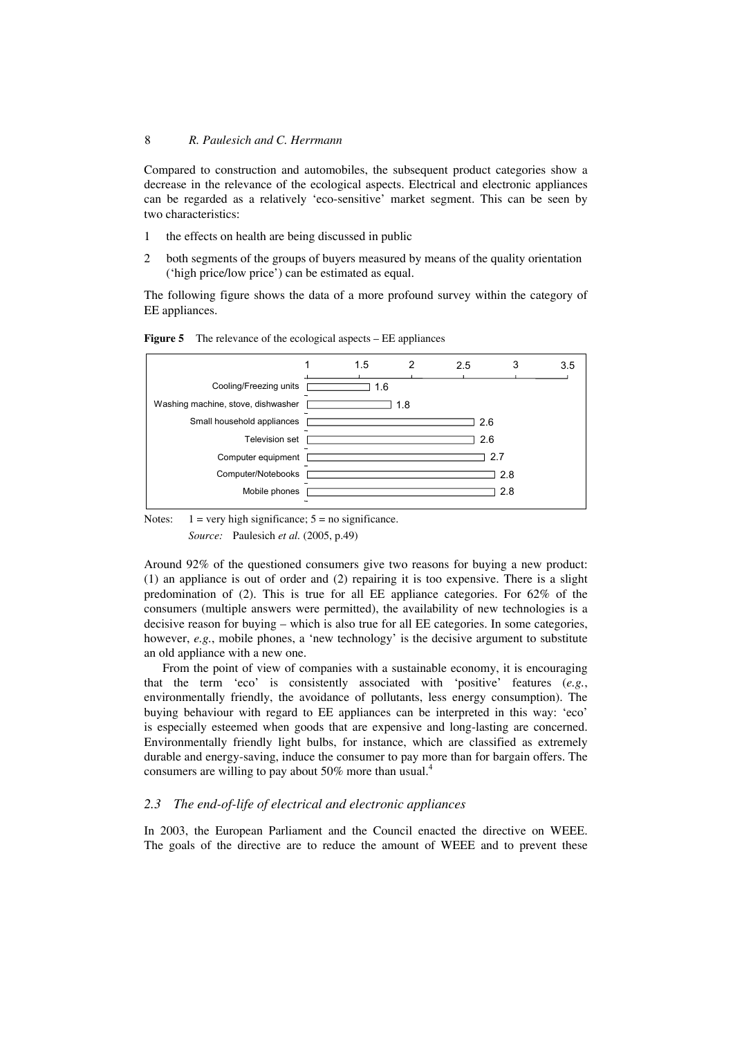Compared to construction and automobiles, the subsequent product categories show a decrease in the relevance of the ecological aspects. Electrical and electronic appliances can be regarded as a relatively 'eco-sensitive' market segment. This can be seen by two characteristics:

1. the effects on health are being discussed in public
2. both segments of the groups of buyers measured by means of the quality orientation ('high price/low price') can be estimated as equal.

The following figure shows the data of a more profound survey within the category of EE appliances.

**Figure 5** The relevance of the ecological aspects – EE appliances

| Category | Value |
|---|---|
| Cooling/Freezing units | 1.6 |
| Washing machine, stove, dishwasher | 1.8 |
| Small household appliances | 2.6 |
| Television set | 2.6 |
| Computer equipment | 2.7 |
| Computer/Notebooks | 2.8 |
| Mobile phones | 2.8 |

Notes: 1 = very high significance; 5 = no significance.

*Source:* Paulesich *et al.* (2005, p.49)

Around 92% of the questioned consumers give two reasons for buying a new product: (1) an appliance is out of order and (2) repairing it is too expensive. There is a slight predomination of (2). This is true for all EE appliance categories. For 62% of the consumers (multiple answers were permitted), the availability of new technologies is a decisive reason for buying – which is also true for all EE categories. In some categories, however, *e.g.*, mobile phones, a 'new technology' is the decisive argument to substitute an old appliance with a new one.

From the point of view of companies with a sustainable economy, it is encouraging that the term 'eco' is consistently associated with 'positive' features (*e.g.*, environmentally friendly, the avoidance of pollutants, less energy consumption). The buying behaviour with regard to EE appliances can be interpreted in this way: 'eco' is especially esteemed when goods that are expensive and long-lasting are concerned. Environmentally friendly light bulbs, for instance, which are classified as extremely durable and energy-saving, induce the consumer to pay more than for bargain offers. The consumers are willing to pay about 50% more than usual.[4]

### 2.3 The end-of-life of electrical and electronic appliances

In 2003, the European Parliament and the Council enacted the directive on WEEE. The goals of the directive are to reduce the amount of WEEE and to prevent these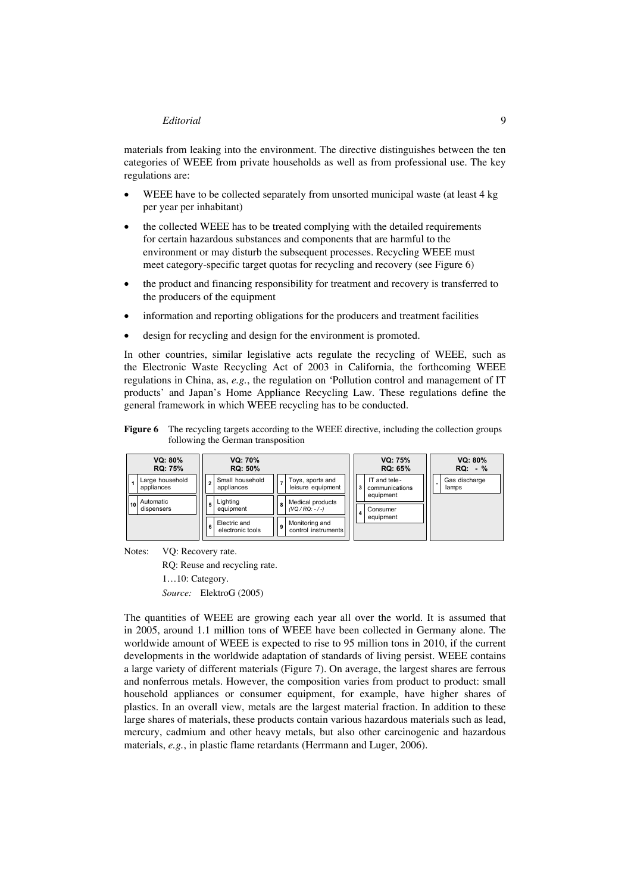materials from leaking into the environment. The directive distinguishes between the ten categories of WEEE from private households as well as from professional use. The key regulations are:

- WEEE have to be collected separately from unsorted municipal waste (at least 4 kg per year per inhabitant)
- the collected WEEE has to be treated complying with the detailed requirements for certain hazardous substances and components that are harmful to the environment or may disturb the subsequent processes. Recycling WEEE must meet category-specific target quotas for recycling and recovery (see Figure 6)
- the product and financing responsibility for treatment and recovery is transferred to the producers of the equipment
- information and reporting obligations for the producers and treatment facilities
- design for recycling and design for the environment is promoted.

In other countries, similar legislative acts regulate the recycling of WEEE, such as the Electronic Waste Recycling Act of 2003 in California, the forthcoming WEEE regulations in China, as, *e.g.*, the regulation on 'Pollution control and management of IT products' and Japan's Home Appliance Recycling Law. These regulations define the general framework in which WEEE recycling has to be conducted.

**Figure 6** The recycling targets according to the WEEE directive, including the collection groups following the German transposition

| VQ: 80% RQ: 75% | VQ: 70% RQ: 50% | | VQ: 75% RQ: 65% | VQ: 80% RQ: - % |
|---|---|---|---|---|
| 1 Large household appliances | 2 Small household appliances | 7 Toys, sports and leisure equipment | 3 IT and tele-communications equipment | - Gas discharge lamps |
| 10 Automatic dispensers | 5 Lighting equipment | 8 Medical products (VQ / RQ: - / -) | 4 Consumer equipment | |
| | 6 Electric and electronic tools | 9 Monitoring and control instruments | | |

Notes: VQ: Recovery rate.
RQ: Reuse and recycling rate.
1…10: Category.
*Source:* ElektroG (2005)

The quantities of WEEE are growing each year all over the world. It is assumed that in 2005, around 1.1 million tons of WEEE have been collected in Germany alone. The worldwide amount of WEEE is expected to rise to 95 million tons in 2010, if the current developments in the worldwide adaptation of standards of living persist. WEEE contains a large variety of different materials (Figure 7). On average, the largest shares are ferrous and nonferrous metals. However, the composition varies from product to product: small household appliances or consumer equipment, for example, have higher shares of plastics. In an overall view, metals are the largest material fraction. In addition to these large shares of materials, these products contain various hazardous materials such as lead, mercury, cadmium and other heavy metals, but also other carcinogenic and hazardous materials, *e.g.*, in plastic flame retardants (Herrmann and Luger, 2006).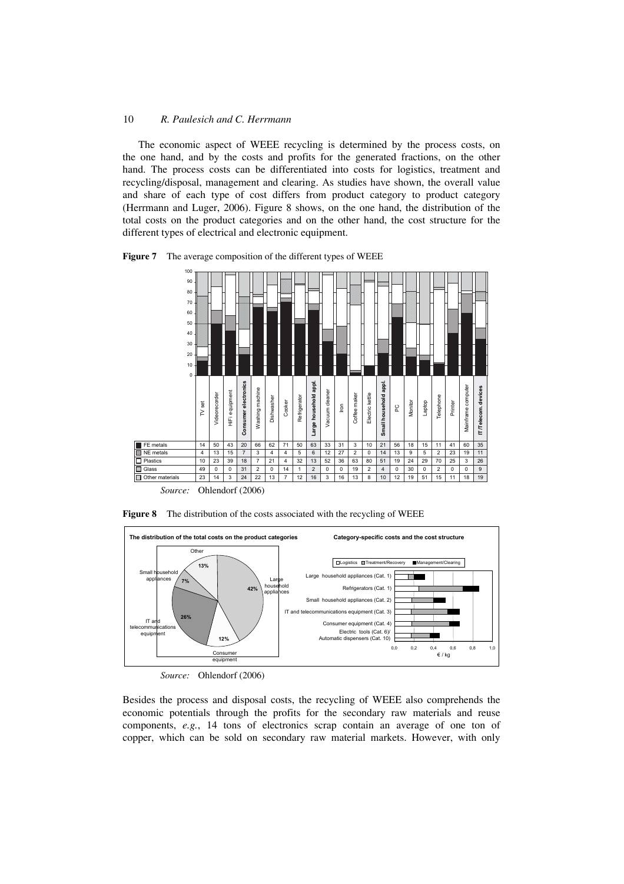The economic aspect of WEEE recycling is determined by the process costs, on the one hand, and by the costs and profits for the generated fractions, on the other hand. The process costs can be differentiated into costs for logistics, treatment and recycling/disposal, management and clearing. As studies have shown, the overall value and share of each type of cost differs from product category to product category (Herrmann and Luger, 2006). Figure 8 shows, on the one hand, the distribution of the total costs on the product categories and on the other hand, the cost structure for the different types of electrical and electronic equipment.

**Figure 7** The average composition of the different types of WEEE

| | TV set | Videorecorder | HiFi equipment | **Consumer electronics** | Washing machine | Dishwasher | Cooker | Refrigerator | **Large household appl.** | Vacuum cleaner | Iron | Coffee maker | Electric kettle | **Small household appl.** | PC | Monitor | Laptop | Telephone | Printer | Mainframe computer | **IT /Telecom. devices** |
|---|---|---|---|---|---|---|---|---|---|---|---|---|---|---|---|---|---|---|---|---|---|
| FE metals | 14 | 50 | 43 | 20 | 66 | 62 | 71 | 50 | 63 | 33 | 31 | 3 | 10 | 21 | 56 | 18 | 15 | 11 | 41 | 60 | 35 |
| NE metals | 4 | 13 | 15 | 7 | 3 | 4 | 4 | 5 | 6 | 12 | 27 | 2 | 0 | 14 | 13 | 9 | 5 | 2 | 23 | 19 | 11 |
| Plastics | 10 | 23 | 39 | 18 | 7 | 21 | 4 | 32 | 13 | 52 | 36 | 63 | 80 | 51 | 19 | 24 | 29 | 70 | 25 | 3 | 26 |
| Glass | 49 | 0 | 0 | 31 | 2 | 0 | 14 | 1 | 2 | 0 | 0 | 19 | 2 | 4 | 0 | 30 | 0 | 2 | 0 | 0 | 9 |
| Other materials | 23 | 14 | 3 | 24 | 22 | 13 | 7 | 12 | 16 | 3 | 16 | 13 | 8 | 10 | 12 | 19 | 51 | 15 | 11 | 18 | 19 |

*Source:* Ohlendorf (2006)

**Figure 8** The distribution of the costs associated with the recycling of WEEE

*Source:* Ohlendorf (2006)

Besides the process and disposal costs, the recycling of WEEE also comprehends the economic potentials through the profits for the secondary raw materials and reuse components, *e.g.*, 14 tons of electronics scrap contain an average of one ton of copper, which can be sold on secondary raw material markets. However, with only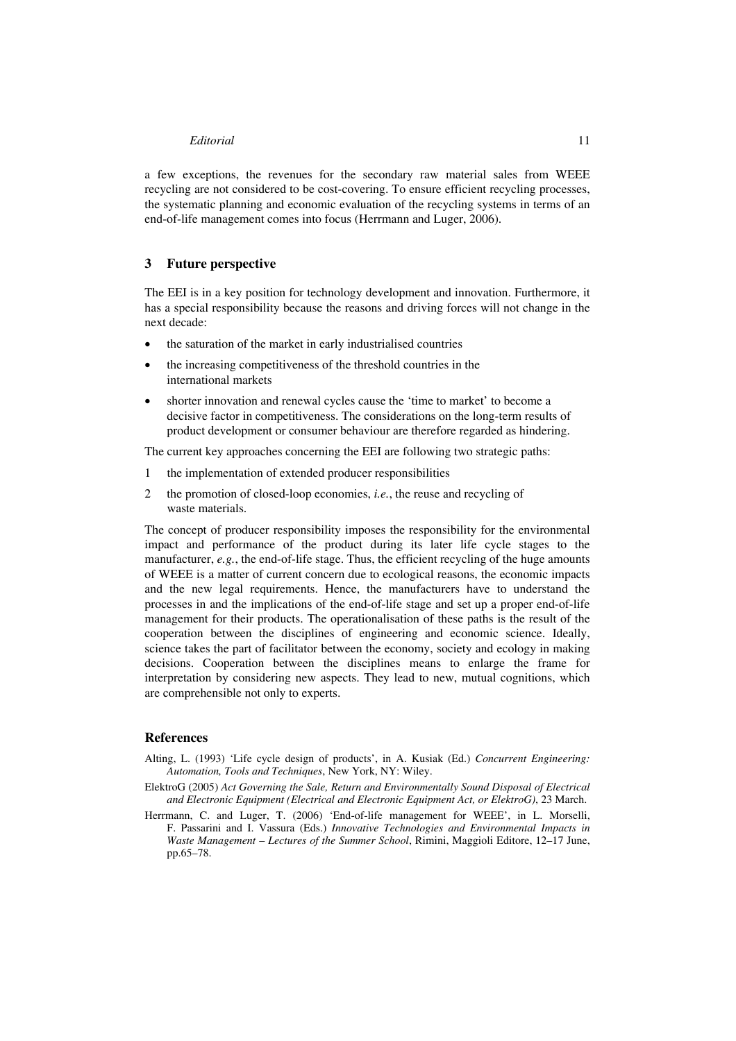a few exceptions, the revenues for the secondary raw material sales from WEEE recycling are not considered to be cost-covering. To ensure efficient recycling processes, the systematic planning and economic evaluation of the recycling systems in terms of an end-of-life management comes into focus (Herrmann and Luger, 2006).

## 3 Future perspective

The EEI is in a key position for technology development and innovation. Furthermore, it has a special responsibility because the reasons and driving forces will not change in the next decade:

- the saturation of the market in early industrialised countries
- the increasing competitiveness of the threshold countries in the international markets
- shorter innovation and renewal cycles cause the 'time to market' to become a decisive factor in competitiveness. The considerations on the long-term results of product development or consumer behaviour are therefore regarded as hindering.

The current key approaches concerning the EEI are following two strategic paths:

1. the implementation of extended producer responsibilities
2. the promotion of closed-loop economies, *i.e.*, the reuse and recycling of waste materials.

The concept of producer responsibility imposes the responsibility for the environmental impact and performance of the product during its later life cycle stages to the manufacturer, *e.g.*, the end-of-life stage. Thus, the efficient recycling of the huge amounts of WEEE is a matter of current concern due to ecological reasons, the economic impacts and the new legal requirements. Hence, the manufacturers have to understand the processes in and the implications of the end-of-life stage and set up a proper end-of-life management for their products. The operationalisation of these paths is the result of the cooperation between the disciplines of engineering and economic science. Ideally, science takes the part of facilitator between the economy, society and ecology in making decisions. Cooperation between the disciplines means to enlarge the frame for interpretation by considering new aspects. They lead to new, mutual cognitions, which are comprehensible not only to experts.

## References

Alting, L. (1993) 'Life cycle design of products', in A. Kusiak (Ed.) *Concurrent Engineering: Automation, Tools and Techniques*, New York, NY: Wiley.

ElektroG (2005) *Act Governing the Sale, Return and Environmentally Sound Disposal of Electrical and Electronic Equipment (Electrical and Electronic Equipment Act, or ElektroG)*, 23 March.

Herrmann, C. and Luger, T. (2006) 'End-of-life management for WEEE', in L. Morselli, F. Passarini and I. Vassura (Eds.) *Innovative Technologies and Environmental Impacts in Waste Management – Lectures of the Summer School*, Rimini, Maggioli Editore, 12–17 June, pp.65–78.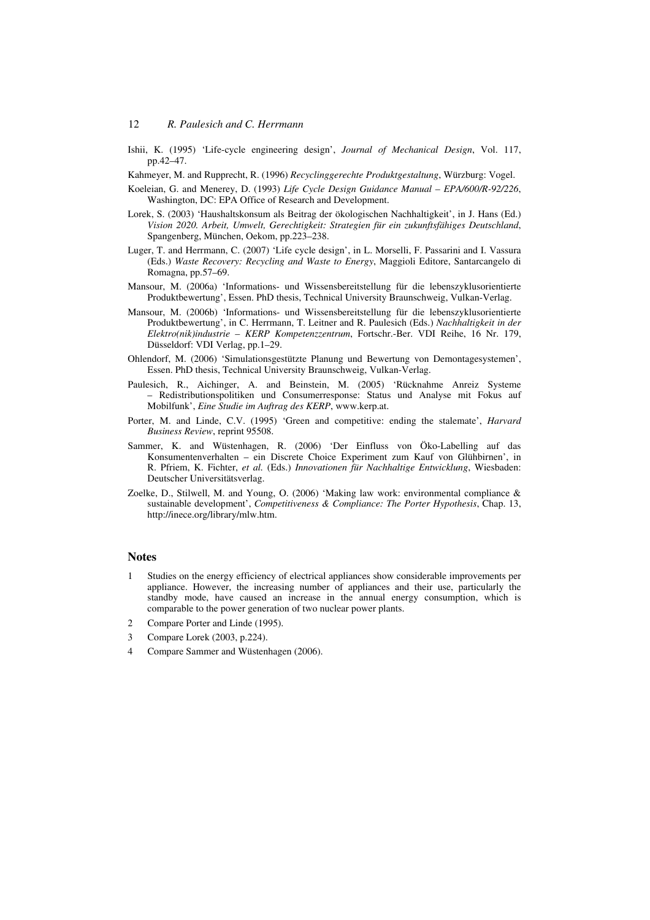Ishii, K. (1995) 'Life-cycle engineering design', *Journal of Mechanical Design*, Vol. 117, pp.42–47.

Kahmeyer, M. and Rupprecht, R. (1996) *Recyclinggerechte Produktgestaltung*, Würzburg: Vogel.

Koeleian, G. and Menerey, D. (1993) *Life Cycle Design Guidance Manual – EPA/600/R-92/226*, Washington, DC: EPA Office of Research and Development.

Lorek, S. (2003) 'Haushaltskonsum als Beitrag der ökologischen Nachhaltigkeit', in J. Hans (Ed.) *Vision 2020. Arbeit, Umwelt, Gerechtigkeit: Strategien für ein zukunftsfähiges Deutschland*, Spangenberg, München, Oekom, pp.223–238.

Luger, T. and Herrmann, C. (2007) 'Life cycle design', in L. Morselli, F. Passarini and I. Vassura (Eds.) *Waste Recovery: Recycling and Waste to Energy*, Maggioli Editore, Santarcangelo di Romagna, pp.57–69.

Mansour, M. (2006a) 'Informations- und Wissensbereitstellung für die lebenszyklusorientierte Produktbewertung', Essen. PhD thesis, Technical University Braunschweig, Vulkan-Verlag.

Mansour, M. (2006b) 'Informations- und Wissensbereitstellung für die lebenszyklusorientierte Produktbewertung', in C. Herrmann, T. Leitner and R. Paulesich (Eds.) *Nachhaltigkeit in der Elektro(nik)industrie – KERP Kompetenzzentrum*, Fortschr.-Ber. VDI Reihe, 16 Nr. 179, Düsseldorf: VDI Verlag, pp.1–29.

Ohlendorf, M. (2006) 'Simulationsgestützte Planung und Bewertung von Demontagesystemen', Essen. PhD thesis, Technical University Braunschweig, Vulkan-Verlag.

Paulesich, R., Aichinger, A. and Beinstein, M. (2005) 'Rücknahme Anreiz Systeme – Redistributionspolitiken und Consumerresponse: Status und Analyse mit Fokus auf Mobilfunk', *Eine Studie im Auftrag des KERP*, www.kerp.at.

Porter, M. and Linde, C.V. (1995) 'Green and competitive: ending the stalemate', *Harvard Business Review*, reprint 95508.

Sammer, K. and Wüstenhagen, R. (2006) 'Der Einfluss von Öko-Labelling auf das Konsumentenverhalten – ein Discrete Choice Experiment zum Kauf von Glühbirnen', in R. Pfriem, K. Fichter, *et al.* (Eds.) *Innovationen für Nachhaltige Entwicklung*, Wiesbaden: Deutscher Universitätsverlag.

Zoelke, D., Stilwell, M. and Young, O. (2006) 'Making law work: environmental compliance & sustainable development', *Competitiveness & Compliance: The Porter Hypothesis*, Chap. 13, http://inece.org/library/mlw.htm.

## Notes

1. Studies on the energy efficiency of electrical appliances show considerable improvements per appliance. However, the increasing number of appliances and their use, particularly the standby mode, have caused an increase in the annual energy consumption, which is comparable to the power generation of two nuclear power plants.
2. Compare Porter and Linde (1995).
3. Compare Lorek (2003, p.224).
4. Compare Sammer and Wüstenhagen (2006).